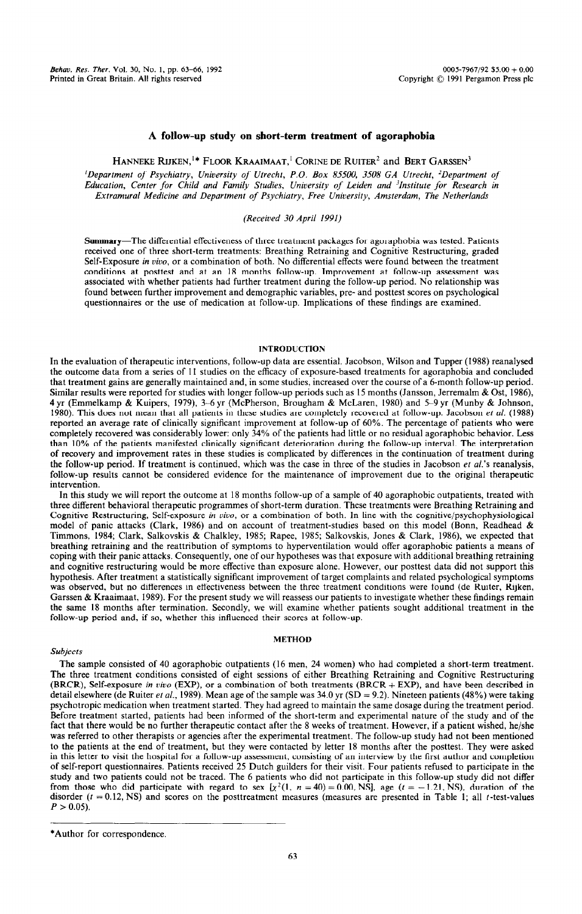# A follow-up study on short-term treatment of agoraphobia

Hanneke Rijken,[1]* Floor Kraaimaat,[1] Corine de Ruiter[2] and Bert Garssen[3]

[1]Department of Psychiatry, University of Utrecht, P.O. Box 85500, 3508 GA Utrecht, [2]Department of Education, Center for Child and Family Studies, University of Leiden and [3]Institute for Research in Extramural Medicine and Department of Psychiatry, Free University, Amsterdam, The Netherlands

*(Received 30 April 1991)*

**Summary**—The differential effectiveness of three treatment packages for agoraphobia was tested. Patients received one of three short-term treatments: Breathing Retraining and Cognitive Restructuring, graded Self-Exposure *in vivo*, or a combination of both. No differential effects were found between the treatment conditions at posttest and at an 18 months follow-up. Improvement at follow-up assessment was associated with whether patients had further treatment during the follow-up period. No relationship was found between further improvement and demographic variables, pre- and posttest scores on psychological questionnaires or the use of medication at follow-up. Implications of these findings are examined.

## INTRODUCTION

In the evaluation of therapeutic interventions, follow-up data are essential. Jacobson, Wilson and Tupper (1988) reanalysed the outcome data from a series of 11 studies on the efficacy of exposure-based treatments for agoraphobia and concluded that treatment gains are generally maintained and, in some studies, increased over the course of a 6-month follow-up period. Similar results were reported for studies with longer follow-up periods such as 15 months (Jansson, Jerremalm & Ost, 1986), 4 yr (Emmelkamp & Kuipers, 1979), 3–6 yr (McPherson, Brougham & McLaren, 1980) and 5–9 yr (Munby & Johnson, 1980). This does not mean that all patients in these studies are completely recovered at follow-up. Jacobson *et al.* (1988) reported an average rate of clinically significant improvement at follow-up of 60%. The percentage of patients who were completely recovered was considerably lower: only 34% of the patients had little or no residual agoraphobic behavior. Less than 10% of the patients manifested clinically significant deterioration during the follow-up interval. The interpretation of recovery and improvement rates in these studies is complicated by differences in the continuation of treatment during the follow-up period. If treatment is continued, which was the case in three of the studies in Jacobson *et al.*'s reanalysis, follow-up results cannot be considered evidence for the maintenance of improvement due to the original therapeutic intervention.

In this study we will report the outcome at 18 months follow-up of a sample of 40 agoraphobic outpatients, treated with three different behavioral therapeutic programmes of short-term duration. These treatments were Breathing Retraining and Cognitive Restructuring, Self-exposure *in vivo*, or a combination of both. In line with the cognitive/psychophysiological model of panic attacks (Clark, 1986) and on account of treatment-studies based on this model (Bonn, Readhead & Timmons, 1984; Clark, Salkovskis & Chalkley, 1985; Rapee, 1985; Salkovskis, Jones & Clark, 1986), we expected that breathing retraining and the reattribution of symptoms to hyperventilation would offer agoraphobic patients a means of coping with their panic attacks. Consequently, one of our hypotheses was that exposure with additional breathing retraining and cognitive restructuring would be more effective than exposure alone. However, our posttest data did not support this hypothesis. After treatment a statistically significant improvement of target complaints and related psychological symptoms was observed, but no differences in effectiveness between the three treatment conditions were found (de Ruiter, Rijken, Garssen & Kraaimaat, 1989). For the present study we will reassess our patients to investigate whether these findings remain the same 18 months after termination. Secondly, we will examine whether patients sought additional treatment in the follow-up period and, if so, whether this influenced their scores at follow-up.

## METHOD

### *Subjects*

The sample consisted of 40 agoraphobic outpatients (16 men, 24 women) who had completed a short-term treatment. The three treatment conditions consisted of eight sessions of either Breathing Retraining and Cognitive Restructuring (BRCR), Self-exposure *in vivo* (EXP), or a combination of both treatments (BRCR + EXP), and have been described in detail elsewhere (de Ruiter *et al.*, 1989). Mean age of the sample was 34.0 yr (SD = 9.2). Nineteen patients (48%) were taking psychotropic medication when treatment started. They had agreed to maintain the same dosage during the treatment period. Before treatment started, patients had been informed of the short-term and experimental nature of the study and of the fact that there would be no further therapeutic contact after the 8 weeks of treatment. However, if a patient wished, he/she was referred to other therapists or agencies after the experimental treatment. The follow-up study had not been mentioned to the patients at the end of treatment, but they were contacted by letter 18 months after the posttest. They were asked in this letter to visit the hospital for a follow-up assessment, consisting of an interview by the first author and completion of self-report questionnaires. Patients received 25 Dutch guilders for their visit. Four patients refused to participate in the study and two patients could not be traced. The 6 patients who did not participate in this follow-up study did not differ from those who did participate with regard to sex [$\chi^2(1, n = 40) = 0.00$, NS], age ($t = -1.21$, NS), duration of the disorder ($t = 0.12$, NS) and scores on the posttreatment measures (measures are presented in Table 1; all $t$-test-values $P > 0.05$).

*Author for correspondence.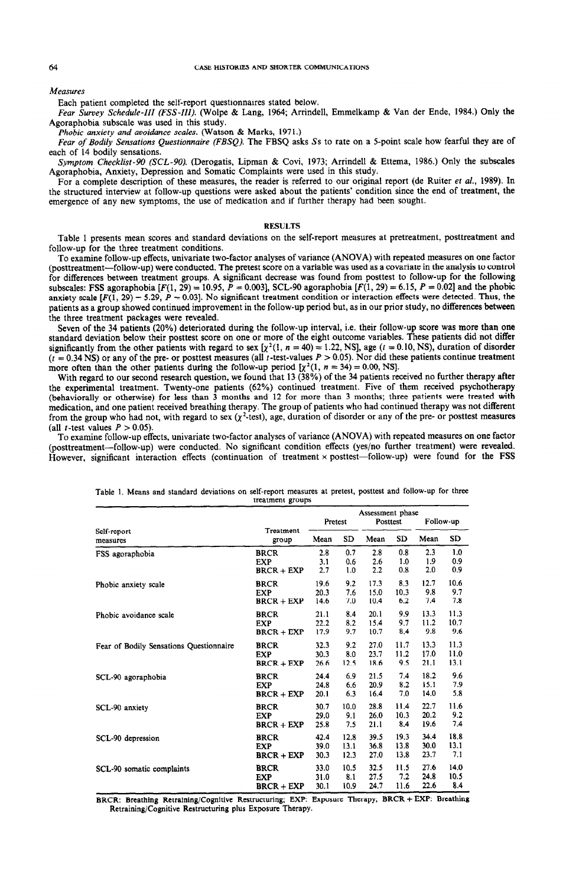*Measures*

Each patient completed the self-report questionnaires stated below.

*Fear Survey Schedule-III (FSS-III).* (Wolpe & Lang, 1964; Arrindell, Emmelkamp & Van der Ende, 1984.) Only the Agoraphobia subscale was used in this study.

*Phobic anxiety and avoidance scales.* (Watson & Marks, 1971.)

*Fear of Bodily Sensations Questionnaire (FBSQ).* The FBSQ asks Ss to rate on a 5-point scale how fearful they are of each of 14 bodily sensations.

*Symptom Checklist-90 (SCL-90).* (Derogatis, Lipman & Covi, 1973; Arrindell & Ettema, 1986.) Only the subscales Agoraphobia, Anxiety, Depression and Somatic Complaints were used in this study.

For a complete description of these measures, the reader is referred to our original report (de Ruiter *et al.*, 1989). In the structured interview at follow-up questions were asked about the patients' condition since the end of treatment, the emergence of any new symptoms, the use of medication and if further therapy had been sought.

## RESULTS

Table 1 presents mean scores and standard deviations on the self-report measures at pretreatment, posttreatment and follow-up for the three treatment conditions.

To examine follow-up effects, univariate two-factor analyses of variance (ANOVA) with repeated measures on one factor (posttreatment—follow-up) were conducted. The pretest score on a variable was used as a covariate in the analysis to control for differences between treatment groups. A significant decrease was found from posttest to follow-up for the following subscales: FSS agoraphobia [$F(1, 29) = 10.95$, $P = 0.003$], SCL-90 agoraphobia [$F(1, 29) = 6.15$, $P = 0.02$] and the phobic anxiety scale [$F(1, 29) = 5.29$, $P = 0.03$]. No significant treatment condition or interaction effects were detected. Thus, the patients as a group showed continued improvement in the follow-up period but, as in our prior study, no differences between the three treatment packages were revealed.

Seven of the 34 patients (20%) deteriorated during the follow-up interval, i.e. their follow-up score was more than one standard deviation below their posttest score on one or more of the eight outcome variables. These patients did not differ significantly from the other patients with regard to sex [$\chi^2(1, n = 40) = 1.22$, NS], age ($t = 0.10$, NS), duration of disorder ($t = 0.34$ NS) or any of the pre- or posttest measures (all $t$-test-values $P > 0.05$). Nor did these patients continue treatment more often than the other patients during the follow-up period [$\chi^2(1, n = 34) = 0.00$, NS].

With regard to our second research question, we found that 13 (38%) of the 34 patients received no further therapy after the experimental treatment. Twenty-one patients (62%) continued treatment. Five of them received psychotherapy (behaviorally or otherwise) for less than 3 months and 12 for more than 3 months; three patients were treated with medication, and one patient received breathing therapy. The group of patients who had continued therapy was not different from the group who had not, with regard to sex ($\chi^2$-test), age, duration of disorder or any of the pre- or posttest measures (all $t$-test values $P > 0.05$).

To examine follow-up effects, univariate two-factor analyses of variance (ANOVA) with repeated measures on one factor (posttreatment—follow-up) were conducted. No significant condition effects (yes/no further treatment) were revealed. However, significant interaction effects (continuation of treatment × posttest—follow-up) were found for the FSS

Table 1. Means and standard deviations on self-report measures at pretest, posttest and follow-up for three treatment groups

| Self-report measures | Treatment group | Pretest Mean | Pretest SD | Posttest Mean | Posttest SD | Follow-up Mean | Follow-up SD |
|---|---|---|---|---|---|---|---|
| FSS agoraphobia | BRCR | 2.8 | 0.7 | 2.8 | 0.8 | 2.3 | 1.0 |
| | EXP | 3.1 | 0.6 | 2.6 | 1.0 | 1.9 | 0.9 |
| | BRCR + EXP | 2.7 | 1.0 | 2.2 | 0.8 | 2.0 | 0.9 |
| Phobic anxiety scale | BRCR | 19.6 | 9.2 | 17.3 | 8.3 | 12.7 | 10.6 |
| | EXP | 20.3 | 7.6 | 15.0 | 10.3 | 9.8 | 9.7 |
| | BRCR + EXP | 14.6 | 7.0 | 10.4 | 6.2 | 7.4 | 7.8 |
| Phobic avoidance scale | BRCR | 21.1 | 8.4 | 20.1 | 9.9 | 13.3 | 11.3 |
| | EXP | 22.2 | 8.2 | 15.4 | 9.7 | 11.2 | 10.7 |
| | BRCR + EXP | 17.9 | 9.7 | 10.7 | 8.4 | 9.8 | 9.6 |
| Fear of Bodily Sensations Questionnaire | BRCR | 32.3 | 9.2 | 27.0 | 11.7 | 13.3 | 11.3 |
| | EXP | 30.3 | 8.0 | 23.7 | 11.2 | 17.0 | 11.0 |
| | BRCR + EXP | 26.6 | 12.5 | 18.6 | 9.5 | 21.1 | 13.1 |
| SCL-90 agoraphobia | BRCR | 24.4 | 6.9 | 21.5 | 7.4 | 18.2 | 9.6 |
| | EXP | 24.8 | 6.6 | 20.9 | 8.2 | 15.1 | 7.9 |
| | BRCR + EXP | 20.1 | 6.3 | 16.4 | 7.0 | 14.0 | 5.8 |
| SCL-90 anxiety | BRCR | 30.7 | 10.0 | 28.8 | 11.4 | 22.7 | 11.6 |
| | EXP | 29.0 | 9.1 | 26.0 | 10.3 | 20.2 | 9.2 |
| | BRCR + EXP | 25.8 | 7.5 | 21.1 | 8.4 | 19.6 | 7.4 |
| SCL-90 depression | BRCR | 42.4 | 12.8 | 39.5 | 19.3 | 34.4 | 18.8 |
| | EXP | 39.0 | 13.1 | 36.8 | 13.8 | 30.0 | 13.1 |
| | BRCR + EXP | 30.3 | 12.3 | 27.0 | 13.8 | 23.7 | 7.1 |
| SCL-90 somatic complaints | BRCR | 33.0 | 10.5 | 32.5 | 11.5 | 27.6 | 14.0 |
| | EXP | 31.0 | 8.1 | 27.5 | 7.2 | 24.8 | 10.5 |
| | BRCR + EXP | 30.1 | 10.9 | 24.7 | 11.6 | 22.6 | 8.4 |

BRCR: Breathing Retraining/Cognitive Restructuring; EXP: Exposure Therapy; BRCR + EXP: Breathing Retraining/Cognitive Restructuring plus Exposure Therapy.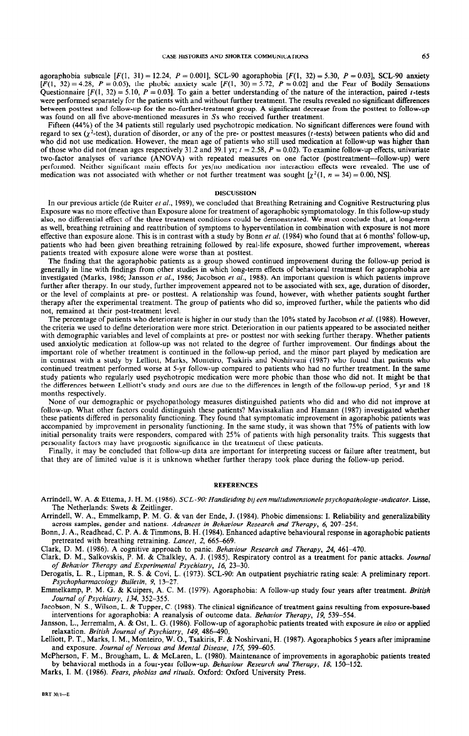agoraphobia subscale [$F(1, 31) = 12.24$, $P = 0.001$], SCL-90 agoraphobia [$F(1, 32) = 5.30$, $P = 0.03$], SCL-90 anxiety [$F(1, 32) = 4.28$, $P = 0.05$), the phobic anxiety scale [$F(1, 30) = 5.72$, $P = 0.02$] and the Fear of Bodily Sensations Questionnaire [$F(1, 32) = 5.10$, $P = 0.03$]. To gain a better understanding of the nature of the interaction, paired *t*-tests were performed separately for the patients with and without further treatment. The results revealed no significant differences between posttest and follow-up for the no-further-treatment group. A significant decrease from the posttest to follow-up was found on all five above-mentioned measures in *S*s who received further treatment.

Fifteen (44%) of the 34 patients still regularly used psychotropic medication. No significant differences were found with regard to sex ($\chi^2$-test), duration of disorder, or any of the pre- or posttest measures (*t*-tests) between patients who did and who did not use medication. However, the mean age of patients who still used medication at follow-up was higher than of those who did not (mean ages respectively 31.2 and 39.1 yr; $t = 2.58$, $P = 0.02$). To examine follow-up effects, univariate two-factor analyses of variance (ANOVA) with repeated measures on one factor (posttreatment—follow-up) were performed. Neither significant main effects for yes/no medication nor interaction effects were revealed. The use of medication was not associated with whether or not further treatment was sought [$\chi^2(1, n = 34) = 0.00$, NS].

## DISCUSSION

In our previous article (de Ruiter *et al.*, 1989), we concluded that Breathing Retraining and Cognitive Restructuring plus Exposure was no more effective than Exposure alone for treatment of agoraphobic symptomatology. In this follow-up study also, no differential effect of the three treatment conditions could be demonstrated. We must conclude that, at long-term as well, breathing retraining and reattribution of symptoms to hyperventilation in combination with exposure is not more effective than exposure alone. This is in contrast with a study by Bonn *et al.* (1984) who found that at 6 months' follow-up, patients who had been given breathing retraining followed by real-life exposure, showed further improvement, whereas patients treated with exposure alone were worse than at posttest.

The finding that the agoraphobic patients as a group showed continued improvement during the follow-up period is generally in line with findings from other studies in which long-term effects of behavioral treatment for agoraphobia are investigated (Marks, 1986; Jansson *et al.*, 1986; Jacobson *et al.*, 1988). An important question is which patients improve further after therapy. In our study, further improvement appeared not to be associated with sex, age, duration of disorder, or the level of complaints at pre- or posttest. A relationship was found, however, with whether patients sought further therapy after the experimental treatment. The group of patients who did so, improved further, while the patients who did not, remained at their post-treatment level.

The percentage of patients who deteriorate is higher in our study than the 10% stated by Jacobson *et al.* (1988). However, the criteria we used to define deterioration were more strict. Deterioration in our patients appeared to be associated neither with demographic variables and level of complaints at pre- or posttest nor with seeking further therapy. Whether patients used anxiolytic medication at follow-up was not related to the degree of further improvement. Our findings about the important role of whether treatment is continued in the follow-up period, and the minor part played by medication are in contrast with a study by Lelliott, Marks, Monteiro, Tsakiris and Noshirvani (1987) who found that patients who continued treatment performed worse at 5-yr follow-up compared to patients who had no further treatment. In the same study patients who regularly used psychotropic medication were more phobic than those who did not. It might be that the differences between Lelliott's study and ours are due to the differences in length of the follow-up period, 5 yr and 18 months respectively.

None of our demographic or psychopathology measures distinguished patients who did and who did not improve at follow-up. What other factors could distinguish these patients? Mavissakalian and Hamann (1987) investigated whether these patients differed in personality functioning. They found that symptomatic improvement in agoraphobic patients was accompanied by improvement in personality functioning. In the same study, it was shown that 75% of patients with low initial personality traits were responders, compared with 25% of patients with high personality traits. This suggests that personality factors may have prognostic significance in the treatment of these patients.

Finally, it may be concluded that follow-up data are important for interpreting success or failure after treatment, but that they are of limited value is it is unknown whether further therapy took place during the follow-up period.

## REFERENCES

Arrindell, W. A. & Ettema, J. H. M. (1986). *SCL-90: Handleiding bij een multidimensionele psychopathologie-indicator*. Lisse, The Netherlands: Swets & Zeitlinger.

Arrindell, W. A., Emmelkamp, P. M. G. & van der Ende, J. (1984). Phobic dimensions: I. Reliability and generalizability across samples, gender and nations. *Advances in Behaviour Research and Therapy, 6*, 207–254.

Bonn, J. A., Readhead, C. P. A. & Timmons, B. H. (1984). Enhanced adaptive behavioural response in agoraphobic patients pretreated with breathing retraining. *Lancet, 2*, 665–669.

Clark, D. M. (1986). A cognitive approach to panic. *Behaviour Research and Therapy, 24*, 461–470.

Clark, D. M., Salkovskis, P. M. & Chalkley, A. J. (1985). Respiratory control as a treatment for panic attacks. *Journal of Behavior Therapy and Experimental Psychiatry, 16*, 23–30.

Derogatis, L. R., Lipman, R. S. & Covi, L. (1973). SCL-90: An outpatient psychiatric rating scale: A preliminary report. *Psychopharmacology Bulletin, 9*, 13–27.

Emmelkamp, P. M. G. & Kuipers, A. C. M. (1979). Agoraphobia: A follow-up study four years after treatment. *British Journal of Psychiatry, 134*, 352–355.

Jacobson, N. S., Wilson, L. & Tupper, C. (1988). The clinical significance of treatment gains resulting from exposure-based interventions for agoraphobia: A reanalysis of outcome data. *Behavior Therapy, 19*, 539–554.

Jansson, L., Jerremalm, A. & Ost, L. G. (1986). Follow-up of agoraphobic patients treated with exposure *in vivo* or applied relaxation. *British Journal of Psychiatry, 149*, 486–490.

Lelliott, P. T., Marks, I. M., Monteiro, W. O., Tsakiris, F. & Noshirvani, H. (1987). Agoraphobics 5 years after imipramine and exposure. *Journal of Nervous and Mental Disease, 175*, 599–605.

McPherson, F. M., Brougham, L. & McLaren, L. (1980). Maintenance of improvements in agoraphobic patients treated by behavioral methods in a four-year follow-up. *Behaviour Research and Therapy, 18*, 150–152.

Marks, I. M. (1986). *Fears, phobias and rituals*. Oxford: Oxford University Press.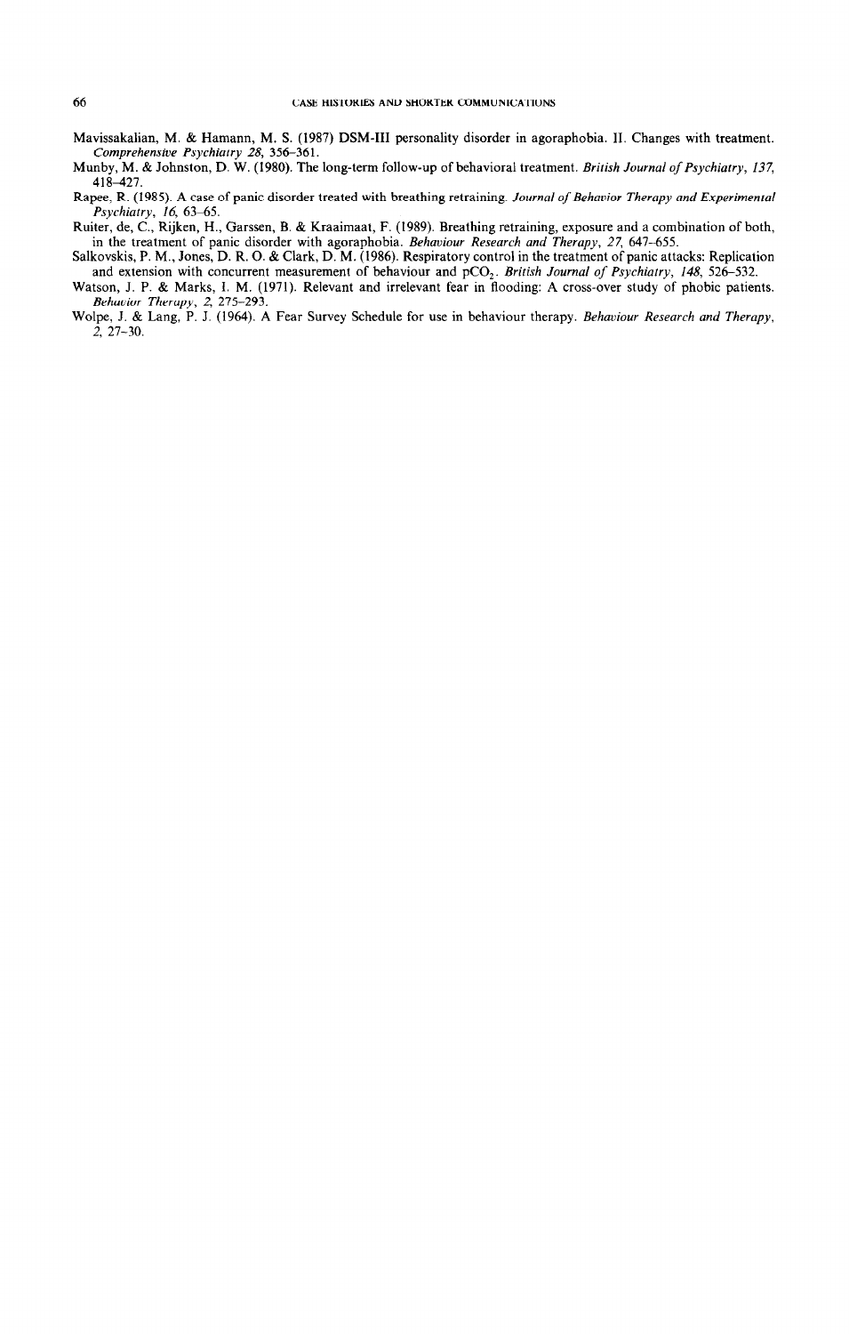Mavissakalian, M. & Hamann, M. S. (1987) DSM-III personality disorder in agoraphobia. II. Changes with treatment. *Comprehensive Psychiatry 28*, 356–361.

Munby, M. & Johnston, D. W. (1980). The long-term follow-up of behavioral treatment. *British Journal of Psychiatry*, *137*, 418–427.

Rapee, R. (1985). A case of panic disorder treated with breathing retraining. *Journal of Behavior Therapy and Experimental Psychiatry*, *16*, 63–65.

Ruiter, de, C., Rijken, H., Garssen, B. & Kraaimaat, F. (1989). Breathing retraining, exposure and a combination of both, in the treatment of panic disorder with agoraphobia. *Behaviour Research and Therapy*, *27*, 647–655.

Salkovskis, P. M., Jones, D. R. O. & Clark, D. M. (1986). Respiratory control in the treatment of panic attacks: Replication and extension with concurrent measurement of behaviour and $pCO_2$. *British Journal of Psychiatry*, *148*, 526–532.

Watson, J. P. & Marks, I. M. (1971). Relevant and irrelevant fear in flooding: A cross-over study of phobic patients. *Behavior Therapy*, *2*, 275–293.

Wolpe, J. & Lang, P. J. (1964). A Fear Survey Schedule for use in behaviour therapy. *Behaviour Research and Therapy*, *2*, 27–30.